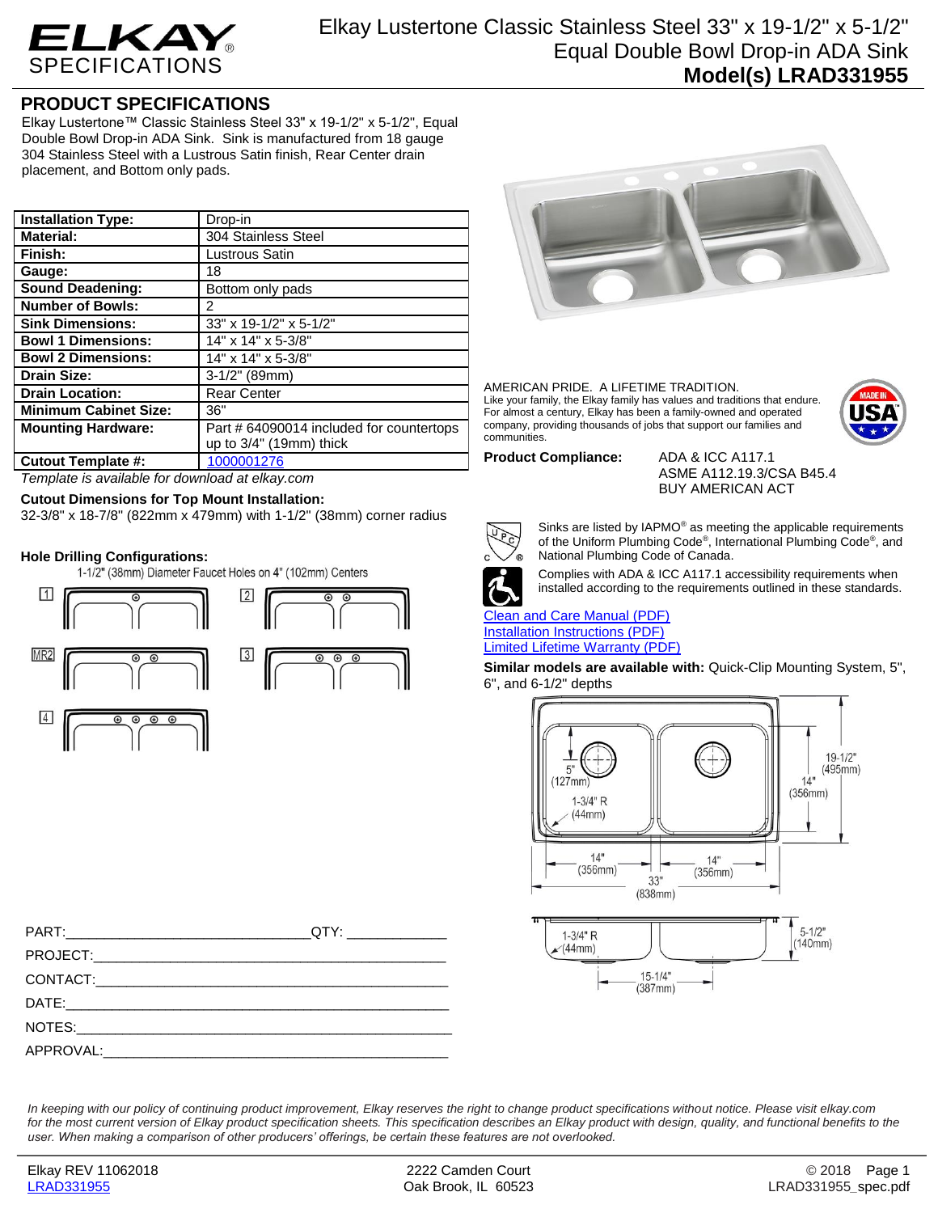# ELKAY SPECIFICATIONS

## Elkay Lustertone Classic Stainless Steel 33" x 19-1/2" x 5-1/2" Equal Double Bowl Drop-in ADA Sink

**Model(s) LRAD331955**

## PRODUCT SPECIFICATIONS

Elkay Lustertone™ Classic Stainless Steel 33" x 19-1/2" x 5-1/2", Equal Double Bowl Drop-in ADA Sink. Sink is manufactured from 18 gauge 304 Stainless Steel with a Lustrous Satin finish, Rear Center drain placement, and Bottom only pads.

| | |
|---|---|
| **Installation Type:** | Drop-in |
| **Material:** | 304 Stainless Steel |
| **Finish:** | Lustrous Satin |
| **Gauge:** | 18 |
| **Sound Deadening:** | Bottom only pads |
| **Number of Bowls:** | 2 |
| **Sink Dimensions:** | 33" x 19-1/2" x 5-1/2" |
| **Bowl 1 Dimensions:** | 14" x 14" x 5-3/8" |
| **Bowl 2 Dimensions:** | 14" x 14" x 5-3/8" |
| **Drain Size:** | 3-1/2" (89mm) |
| **Drain Location:** | Rear Center |
| **Minimum Cabinet Size:** | 36" |
| **Mounting Hardware:** | Part # 64090014 included for countertops up to 3/4" (19mm) thick |
| **Cutout Template #:** | 1000001276 |

*Template is available for download at elkay.com*

**Cutout Dimensions for Top Mount Installation:**

32-3/8" x 18-7/8" (822mm x 479mm) with 1-1/2" (38mm) corner radius

**Hole Drilling Configurations:**

1-1/2" (38mm) Diameter Faucet Holes on 4" (102mm) Centers

1, 2, MR2, 3, 4

AMERICAN PRIDE. A LIFETIME TRADITION.
Like your family, the Elkay family has values and traditions that endure. For almost a century, Elkay has been a family-owned and operated company, providing thousands of jobs that support our families and communities.

MADE IN USA

**Product Compliance:** ADA & ICC A117.1
ASME A112.19.3/CSA B45.4
BUY AMERICAN ACT

Sinks are listed by IAPMO® as meeting the applicable requirements of the Uniform Plumbing Code®, International Plumbing Code®, and National Plumbing Code of Canada.

Complies with ADA & ICC A117.1 accessibility requirements when installed according to the requirements outlined in these standards.

Clean and Care Manual (PDF)
Installation Instructions (PDF)
Limited Lifetime Warranty (PDF)

**Similar models are available with:** Quick-Clip Mounting System, 5", 6", and 6-1/2" depths

5" (127mm)
1-3/4" R (44mm)
14" (356mm)
19-1/2" (495mm)
14" (356mm)
14" (356mm)
33" (838mm)
1-3/4" R (44mm)
5-1/2" (140mm)
15-1/4" (387mm)

PART:_______________________________QTY: ____________

PROJECT:_____________________________________________

CONTACT:_____________________________________________

DATE:________________________________________________

NOTES:_______________________________________________

APPROVAL:____________________________________________

*In keeping with our policy of continuing product improvement, Elkay reserves the right to change product specifications without notice. Please visit elkay.com for the most current version of Elkay product specification sheets. This specification describes an Elkay product with design, quality, and functional benefits to the user. When making a comparison of other producers' offerings, be certain these features are not overlooked.*

Elkay REV 11062018 LRAD331955 | 2222 Camden Court Oak Brook, IL 60523 | © 2018 LRAD331955_spec.pdf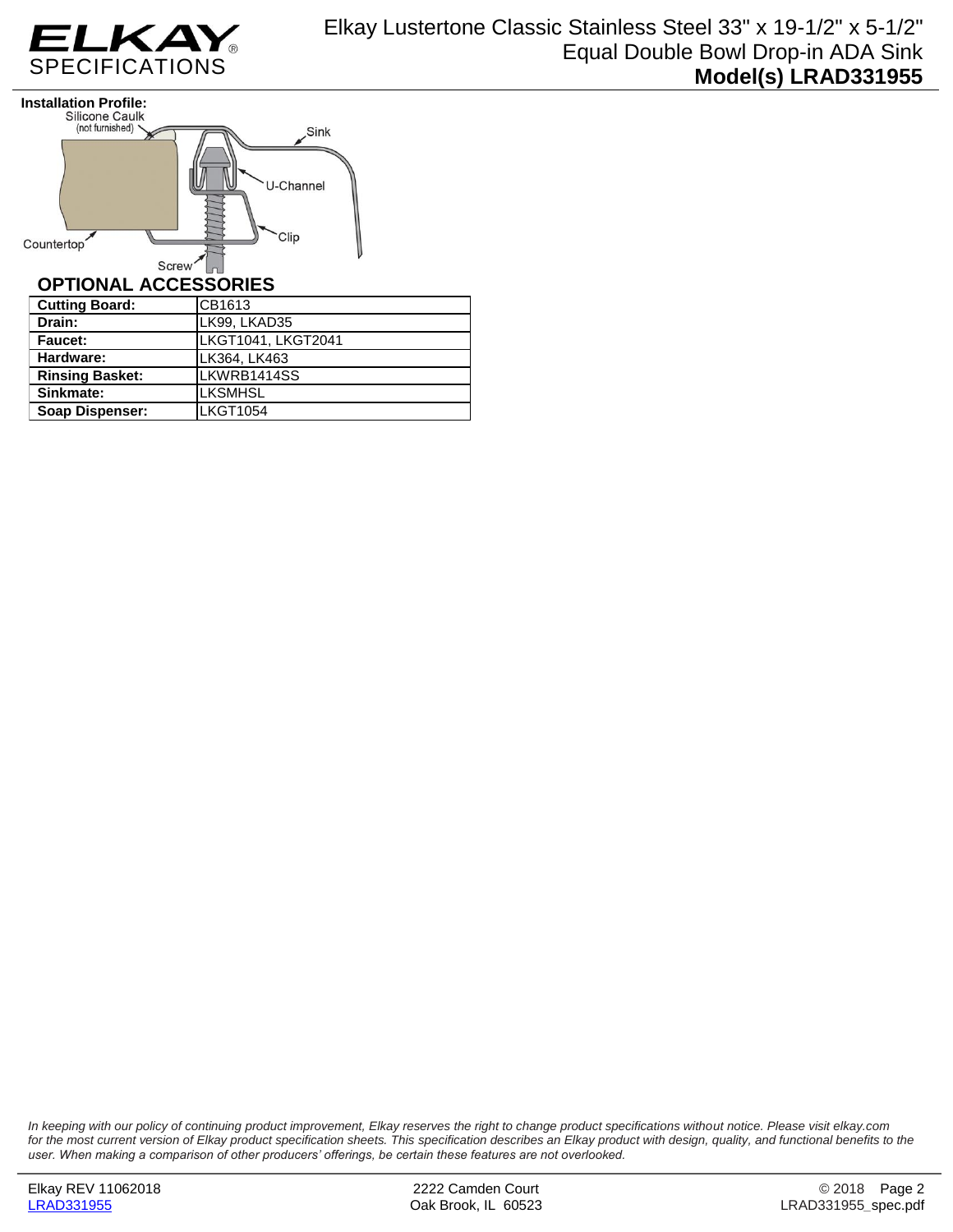# Elkay Lustertone Classic Stainless Steel 33" x 19-1/2" x 5-1/2" Equal Double Bowl Drop-in ADA Sink

**Model(s) LRAD331955**

**Installation Profile:**

Silicone Caulk (not furnished)

Sink

U-Channel

Clip

Countertop

Screw

## OPTIONAL ACCESSORIES

| | |
|---|---|
| **Cutting Board:** | CB1613 |
| **Drain:** | LK99, LKAD35 |
| **Faucet:** | LKGT1041, LKGT2041 |
| **Hardware:** | LK364, LK463 |
| **Rinsing Basket:** | LKWRB1414SS |
| **Sinkmate:** | LKSMHSL |
| **Soap Dispenser:** | LKGT1054 |

*In keeping with our policy of continuing product improvement, Elkay reserves the right to change product specifications without notice. Please visit elkay.com for the most current version of Elkay product specification sheets. This specification describes an Elkay product with design, quality, and functional benefits to the user. When making a comparison of other producers' offerings, be certain these features are not overlooked.*

Elkay REV 11062018
LRAD331955

2222 Camden Court
Oak Brook, IL 60523

© 2018
LRAD331955_spec.pdf